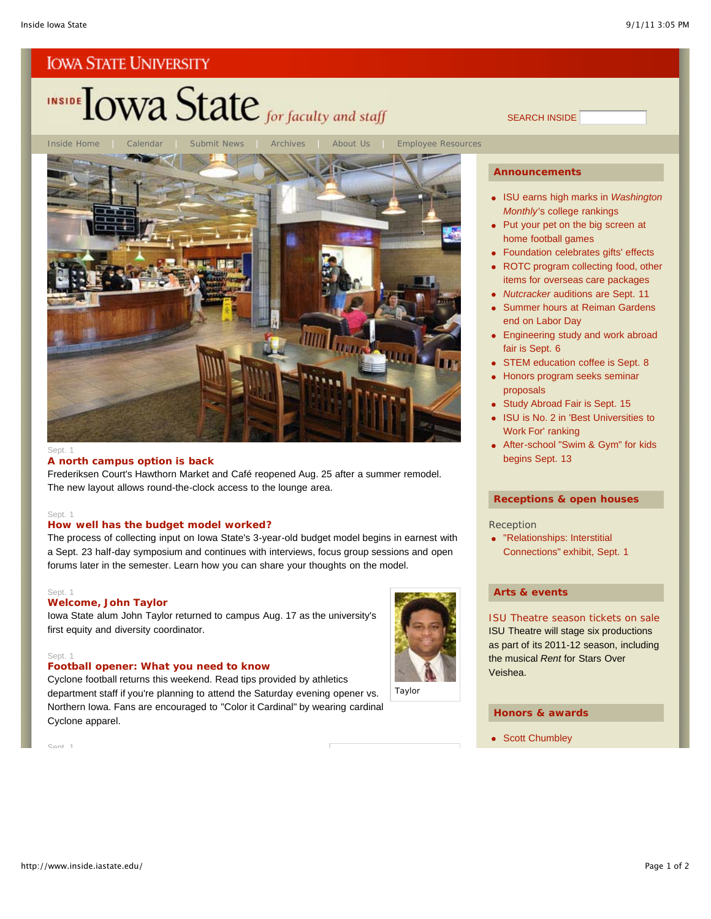IOWA STATE UNIVERSITY

# INSIDE Iowa State *for faculty and staff*

SEARCH INSIDE

Inside Home | Calendar | Submit News | Archives | About Us | Employee Resources

Sept. 1

### A north campus option is back

Frederiksen Court's Hawthorn Market and Café reopened Aug. 25 after a summer remodel. The new layout allows round-the-clock access to the lounge area.

Sept. 1

### How well has the budget model worked?

The process of collecting input on Iowa State's 3-year-old budget model begins in earnest with a Sept. 23 half-day symposium and continues with interviews, focus group sessions and open forums later in the semester. Learn how you can share your thoughts on the model.

Sept. 1

### Welcome, John Taylor

Iowa State alum John Taylor returned to campus Aug. 17 as the university's first equity and diversity coordinator.

Taylor

Sept. 1

### Football opener: What you need to know

Cyclone football returns this weekend. Read tips provided by athletics department staff if you're planning to attend the Saturday evening opener vs. Northern Iowa. Fans are encouraged to "Color it Cardinal" by wearing cardinal Cyclone apparel.

Sept. 1

## Announcements

- ISU earns high marks in *Washington Monthly*'s college rankings
- Put your pet on the big screen at home football games
- Foundation celebrates gifts' effects
- ROTC program collecting food, other items for overseas care packages
- *Nutcracker* auditions are Sept. 11
- Summer hours at Reiman Gardens end on Labor Day
- Engineering study and work abroad fair is Sept. 6
- STEM education coffee is Sept. 8
- Honors program seeks seminar proposals
- Study Abroad Fair is Sept. 15
- ISU is No. 2 in 'Best Universities to Work For' ranking
- After-school "Swim & Gym" for kids begins Sept. 13

## Receptions & open houses

Reception

- "Relationships: Interstitial Connections" exhibit, Sept. 1

## Arts & events

### ISU Theatre season tickets on sale

ISU Theatre will stage six productions as part of its 2011-12 season, including the musical *Rent* for Stars Over Veishea.

## Honors & awards

- Scott Chumbley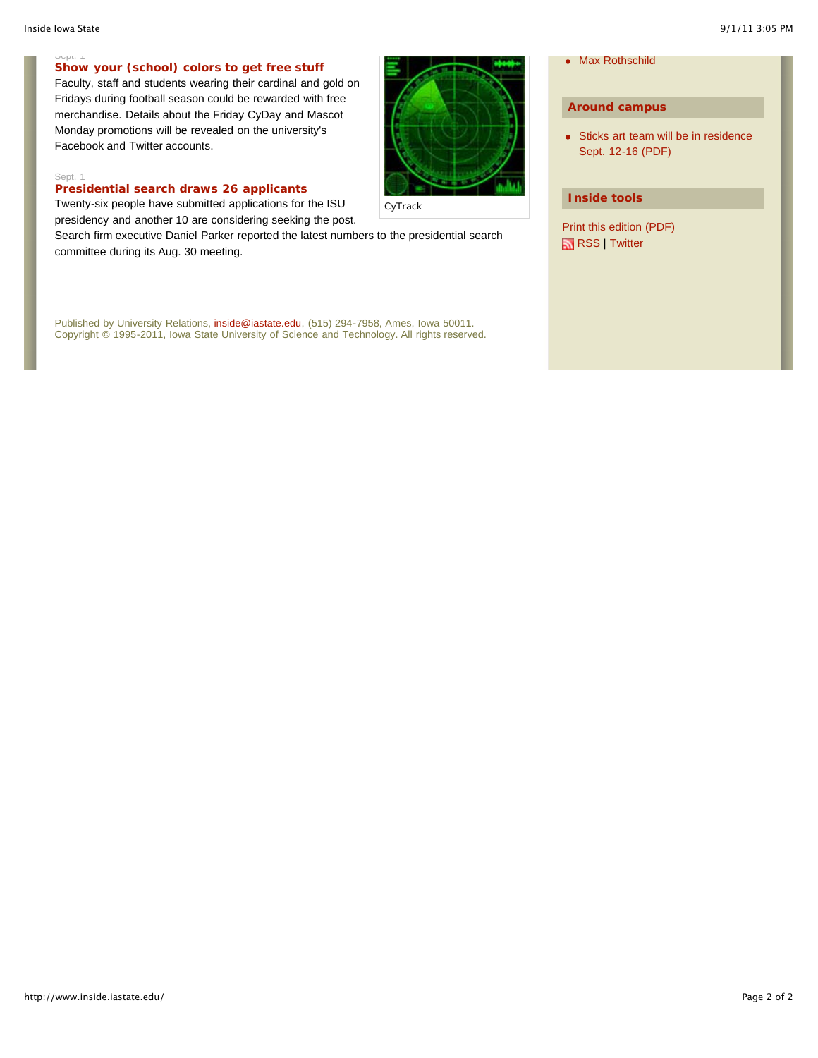Sept. 1

**Show your (school) colors to get free stuff**

Faculty, staff and students wearing their cardinal and gold on Fridays during football season could be rewarded with free merchandise. Details about the Friday CyDay and Mascot Monday promotions will be revealed on the university's Facebook and Twitter accounts.

Sept. 1

**Presidential search draws 26 applicants**

Twenty-six people have submitted applications for the ISU presidency and another 10 are considering seeking the post. Search firm executive Daniel Parker reported the latest numbers to the presidential search committee during its Aug. 30 meeting.

CyTrack

Published by University Relations, inside@iastate.edu, (515) 294-7958, Ames, Iowa 50011.
Copyright © 1995-2011, Iowa State University of Science and Technology. All rights reserved.

- Max Rothschild

## Around campus

- Sticks art team will be in residence Sept. 12-16 (PDF)

## Inside tools

Print this edition (PDF)
RSS | Twitter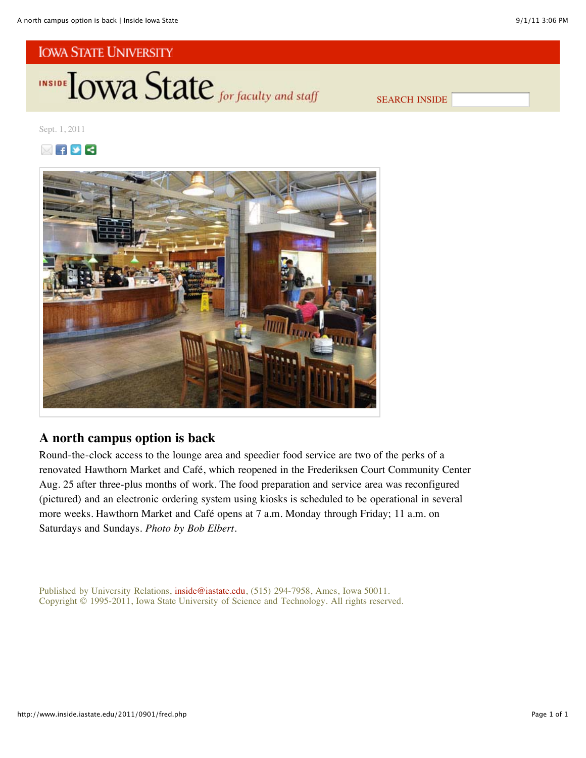IOWA STATE UNIVERSITY

INSIDE Iowa State *for faculty and staff*

SEARCH INSIDE

Sept. 1, 2011

## A north campus option is back

Round-the-clock access to the lounge area and speedier food service are two of the perks of a renovated Hawthorn Market and Café, which reopened in the Frederiksen Court Community Center Aug. 25 after three-plus months of work. The food preparation and service area was reconfigured (pictured) and an electronic ordering system using kiosks is scheduled to be operational in several more weeks. Hawthorn Market and Café opens at 7 a.m. Monday through Friday; 11 a.m. on Saturdays and Sundays. *Photo by Bob Elbert*.

Published by University Relations, inside@iastate.edu, (515) 294-7958, Ames, Iowa 50011.
Copyright © 1995-2011, Iowa State University of Science and Technology. All rights reserved.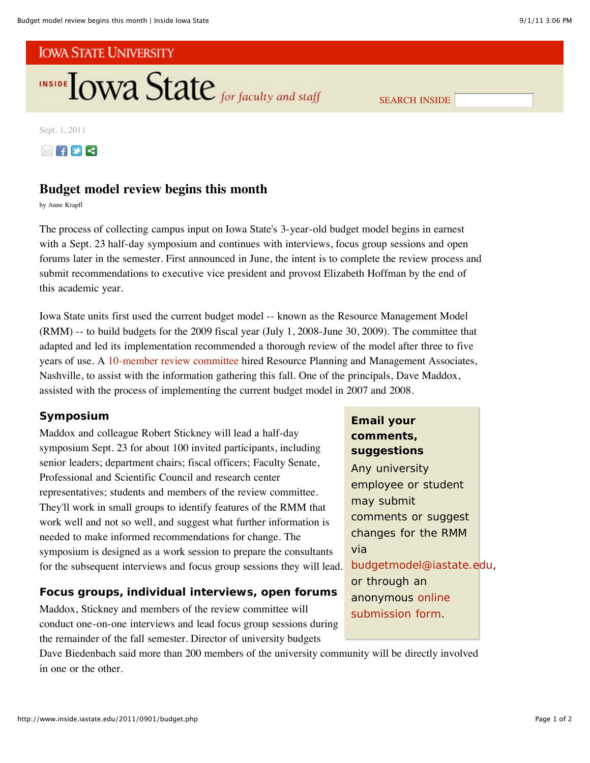Sept. 1, 2011

# Budget model review begins this month

by Anne Krapfl

The process of collecting campus input on Iowa State's 3-year-old budget model begins in earnest with a Sept. 23 half-day symposium and continues with interviews, focus group sessions and open forums later in the semester. First announced in June, the intent is to complete the review process and submit recommendations to executive vice president and provost Elizabeth Hoffman by the end of this academic year.

Iowa State units first used the current budget model -- known as the Resource Management Model (RMM) -- to build budgets for the 2009 fiscal year (July 1, 2008-June 30, 2009). The committee that adapted and led its implementation recommended a thorough review of the model after three to five years of use. A 10-member review committee hired Resource Planning and Management Associates, Nashville, to assist with the information gathering this fall. One of the principals, Dave Maddox, assisted with the process of implementing the current budget model in 2007 and 2008.

### Symposium

Maddox and colleague Robert Stickney will lead a half-day symposium Sept. 23 for about 100 invited participants, including senior leaders; department chairs; fiscal officers; Faculty Senate, Professional and Scientific Council and research center representatives; students and members of the review committee. They'll work in small groups to identify features of the RMM that work well and not so well, and suggest what further information is needed to make informed recommendations for change. The symposium is designed as a work session to prepare the consultants for the subsequent interviews and focus group sessions they will lead.

### Focus groups, individual interviews, open forums

Maddox, Stickney and members of the review committee will conduct one-on-one interviews and lead focus group sessions during the remainder of the fall semester. Director of university budgets Dave Biedenbach said more than 200 members of the university community will be directly involved in one or the other.

> **Email your comments, suggestions**
>
> Any university employee or student may submit comments or suggest changes for the RMM via budgetmodel@iastate.edu, or through an anonymous online submission form.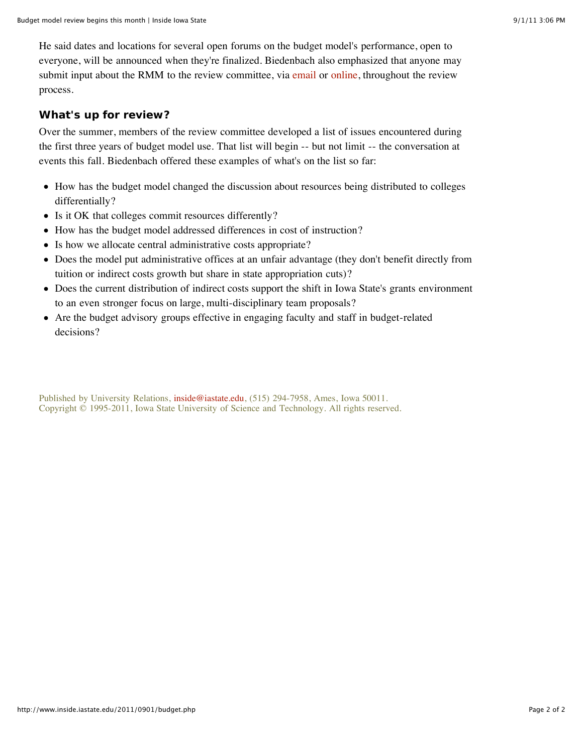He said dates and locations for several open forums on the budget model's performance, open to everyone, will be announced when they're finalized. Biedenbach also emphasized that anyone may submit input about the RMM to the review committee, via email or online, throughout the review process.

### What's up for review?

Over the summer, members of the review committee developed a list of issues encountered during the first three years of budget model use. That list will begin -- but not limit -- the conversation at events this fall. Biedenbach offered these examples of what's on the list so far:

- How has the budget model changed the discussion about resources being distributed to colleges differentially?
- Is it OK that colleges commit resources differently?
- How has the budget model addressed differences in cost of instruction?
- Is how we allocate central administrative costs appropriate?
- Does the model put administrative offices at an unfair advantage (they don't benefit directly from tuition or indirect costs growth but share in state appropriation cuts)?
- Does the current distribution of indirect costs support the shift in Iowa State's grants environment to an even stronger focus on large, multi-disciplinary team proposals?
- Are the budget advisory groups effective in engaging faculty and staff in budget-related decisions?

Published by University Relations, inside@iastate.edu, (515) 294-7958, Ames, Iowa 50011.
Copyright © 1995-2011, Iowa State University of Science and Technology. All rights reserved.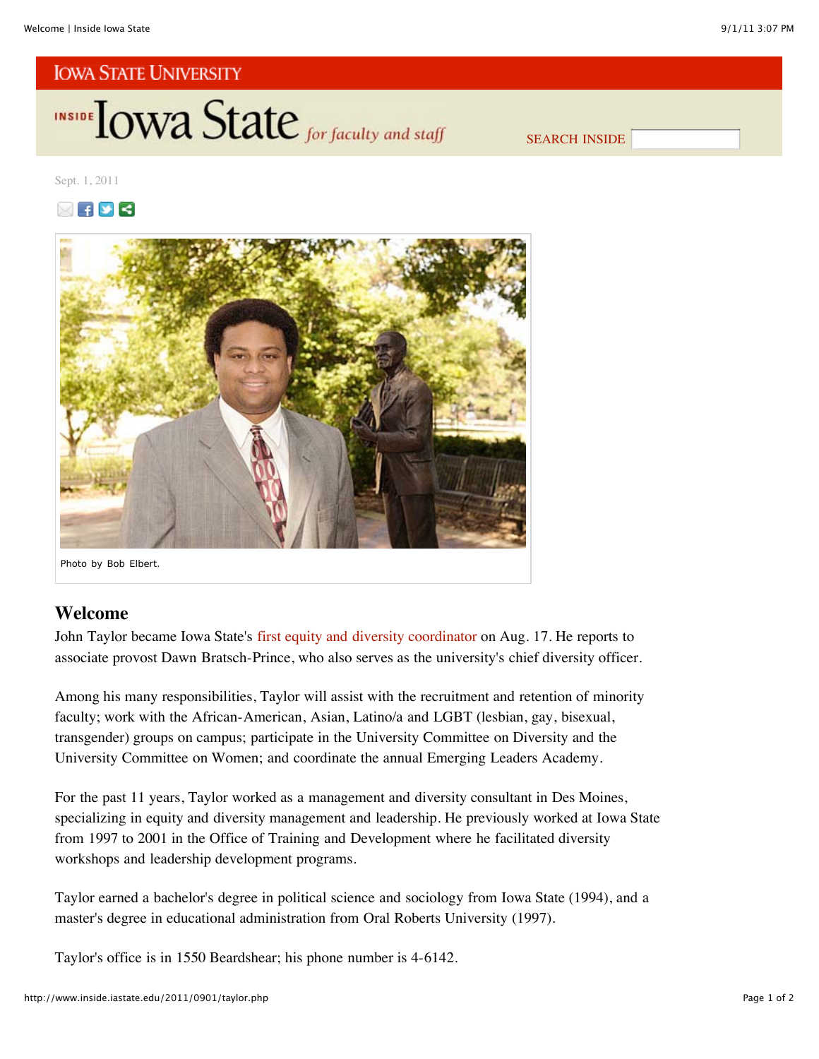Iowa State University

# Inside Iowa State *for faculty and staff*

SEARCH INSIDE

Sept. 1, 2011

Photo by Bob Elbert.

## Welcome

John Taylor became Iowa State's first equity and diversity coordinator on Aug. 17. He reports to associate provost Dawn Bratsch-Prince, who also serves as the university's chief diversity officer.

Among his many responsibilities, Taylor will assist with the recruitment and retention of minority faculty; work with the African-American, Asian, Latino/a and LGBT (lesbian, gay, bisexual, transgender) groups on campus; participate in the University Committee on Diversity and the University Committee on Women; and coordinate the annual Emerging Leaders Academy.

For the past 11 years, Taylor worked as a management and diversity consultant in Des Moines, specializing in equity and diversity management and leadership. He previously worked at Iowa State from 1997 to 2001 in the Office of Training and Development where he facilitated diversity workshops and leadership development programs.

Taylor earned a bachelor's degree in political science and sociology from Iowa State (1994), and a master's degree in educational administration from Oral Roberts University (1997).

Taylor's office is in 1550 Beardshear; his phone number is 4-6142.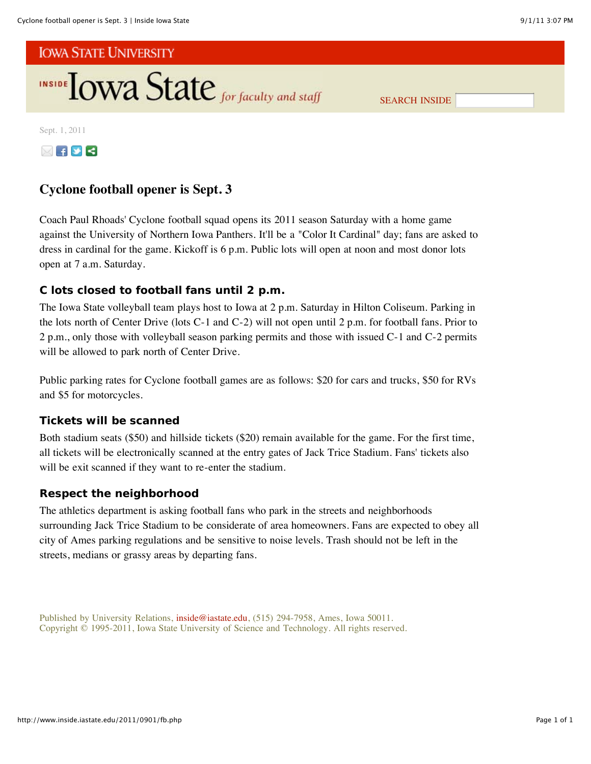IOWA STATE UNIVERSITY

INSIDE Iowa State *for faculty and staff*

SEARCH INSIDE

Sept. 1, 2011

# Cyclone football opener is Sept. 3

Coach Paul Rhoads' Cyclone football squad opens its 2011 season Saturday with a home game against the University of Northern Iowa Panthers. It'll be a "Color It Cardinal" day; fans are asked to dress in cardinal for the game. Kickoff is 6 p.m. Public lots will open at noon and most donor lots open at 7 a.m. Saturday.

## C lots closed to football fans until 2 p.m.

The Iowa State volleyball team plays host to Iowa at 2 p.m. Saturday in Hilton Coliseum. Parking in the lots north of Center Drive (lots C-1 and C-2) will not open until 2 p.m. for football fans. Prior to 2 p.m., only those with volleyball season parking permits and those with issued C-1 and C-2 permits will be allowed to park north of Center Drive.

Public parking rates for Cyclone football games are as follows: $20 for cars and trucks, $50 for RVs and $5 for motorcycles.

## Tickets will be scanned

Both stadium seats ($50) and hillside tickets ($20) remain available for the game. For the first time, all tickets will be electronically scanned at the entry gates of Jack Trice Stadium. Fans' tickets also will be exit scanned if they want to re-enter the stadium.

## Respect the neighborhood

The athletics department is asking football fans who park in the streets and neighborhoods surrounding Jack Trice Stadium to be considerate of area homeowners. Fans are expected to obey all city of Ames parking regulations and be sensitive to noise levels. Trash should not be left in the streets, medians or grassy areas by departing fans.

Published by University Relations, inside@iastate.edu, (515) 294-7958, Ames, Iowa 50011.
Copyright © 1995-2011, Iowa State University of Science and Technology. All rights reserved.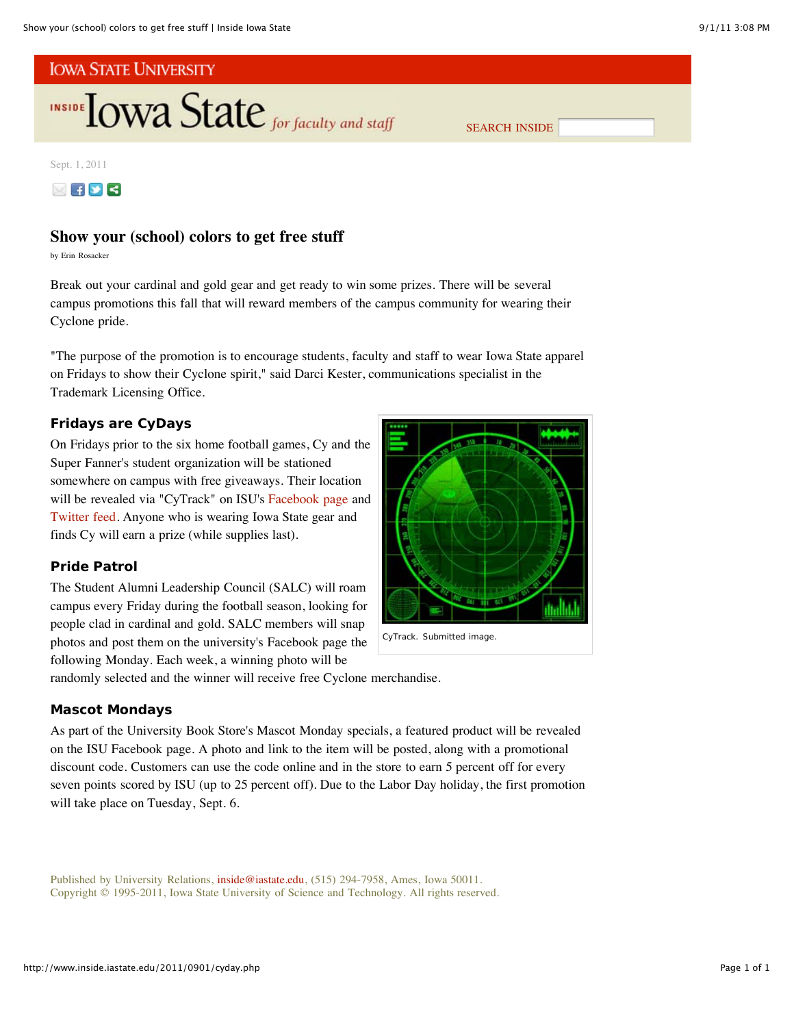IOWA STATE UNIVERSITY

INSIDE Iowa State *for faculty and staff*

SEARCH INSIDE

Sept. 1, 2011

# Show your (school) colors to get free stuff

by Erin Rosacker

Break out your cardinal and gold gear and get ready to win some prizes. There will be several campus promotions this fall that will reward members of the campus community for wearing their Cyclone pride.

"The purpose of the promotion is to encourage students, faculty and staff to wear Iowa State apparel on Fridays to show their Cyclone spirit," said Darci Kester, communications specialist in the Trademark Licensing Office.

## Fridays are CyDays

On Fridays prior to the six home football games, Cy and the Super Fanner's student organization will be stationed somewhere on campus with free giveaways. Their location will be revealed via "CyTrack" on ISU's Facebook page and Twitter feed. Anyone who is wearing Iowa State gear and finds Cy will earn a prize (while supplies last).

CyTrack. Submitted image.

## Pride Patrol

The Student Alumni Leadership Council (SALC) will roam campus every Friday during the football season, looking for people clad in cardinal and gold. SALC members will snap photos and post them on the university's Facebook page the following Monday. Each week, a winning photo will be randomly selected and the winner will receive free Cyclone merchandise.

## Mascot Mondays

As part of the University Book Store's Mascot Monday specials, a featured product will be revealed on the ISU Facebook page. A photo and link to the item will be posted, along with a promotional discount code. Customers can use the code online and in the store to earn 5 percent off for every seven points scored by ISU (up to 25 percent off). Due to the Labor Day holiday, the first promotion will take place on Tuesday, Sept. 6.

Published by University Relations, inside@iastate.edu, (515) 294-7958, Ames, Iowa 50011.
Copyright © 1995-2011, Iowa State University of Science and Technology. All rights reserved.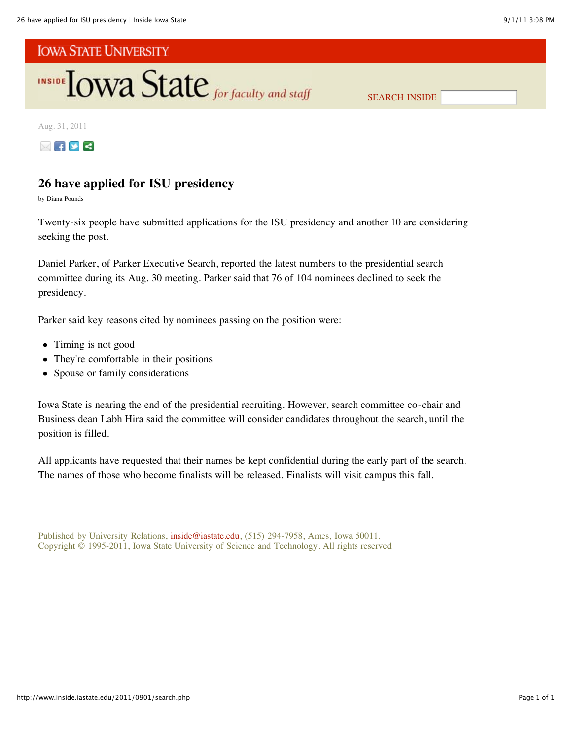IOWA STATE UNIVERSITY

INSIDE Iowa State *for faculty and staff*

SEARCH INSIDE

Aug. 31, 2011

## 26 have applied for ISU presidency

by Diana Pounds

Twenty-six people have submitted applications for the ISU presidency and another 10 are considering seeking the post.

Daniel Parker, of Parker Executive Search, reported the latest numbers to the presidential search committee during its Aug. 30 meeting. Parker said that 76 of 104 nominees declined to seek the presidency.

Parker said key reasons cited by nominees passing on the position were:

- Timing is not good
- They're comfortable in their positions
- Spouse or family considerations

Iowa State is nearing the end of the presidential recruiting. However, search committee co-chair and Business dean Labh Hira said the committee will consider candidates throughout the search, until the position is filled.

All applicants have requested that their names be kept confidential during the early part of the search. The names of those who become finalists will be released. Finalists will visit campus this fall.

Published by University Relations, inside@iastate.edu, (515) 294-7958, Ames, Iowa 50011.
Copyright © 1995-2011, Iowa State University of Science and Technology. All rights reserved.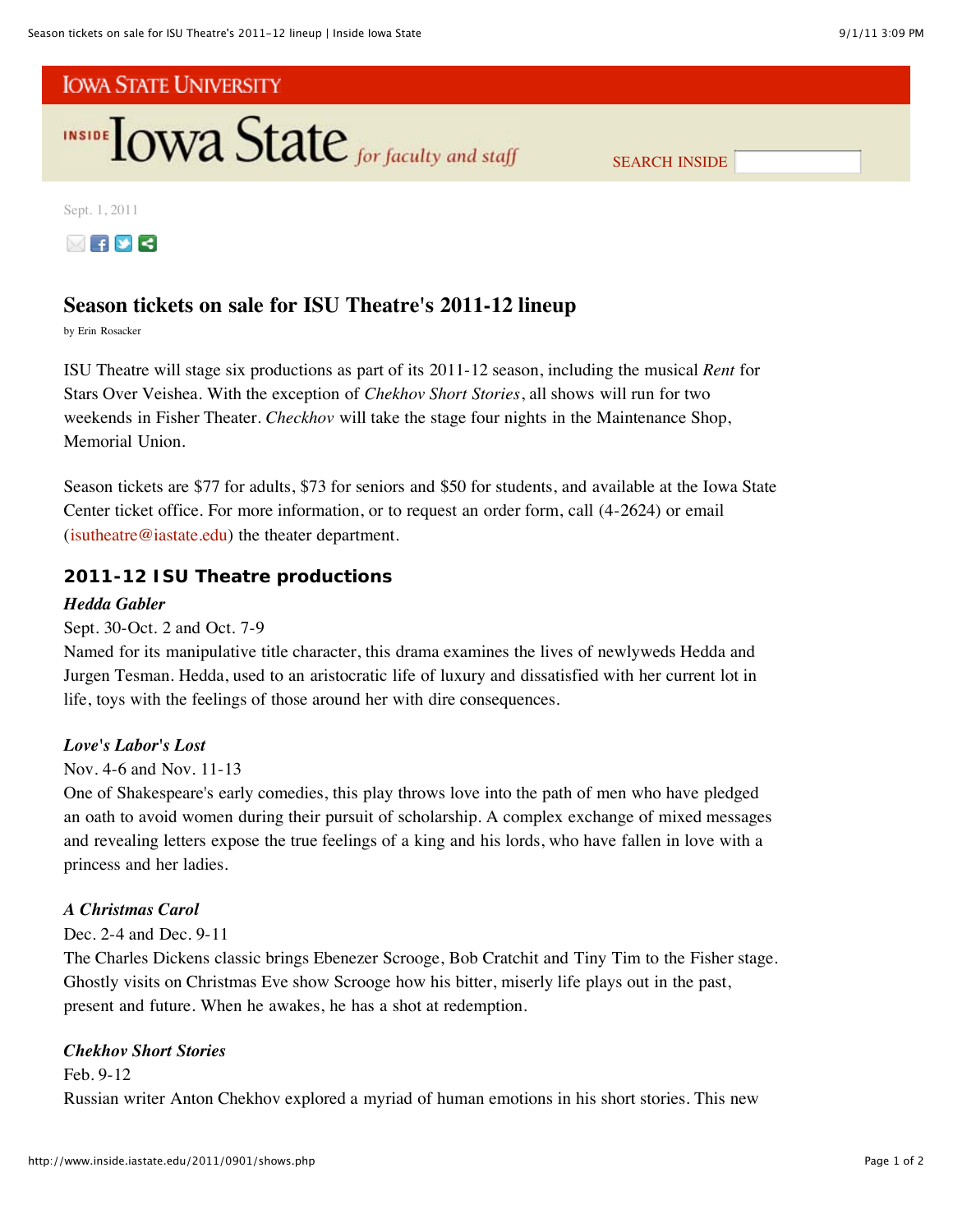Iowa State University

# Inside Iowa State *for faculty and staff*

Sept. 1, 2011

## Season tickets on sale for ISU Theatre's 2011-12 lineup

by Erin Rosacker

ISU Theatre will stage six productions as part of its 2011-12 season, including the musical *Rent* for Stars Over Veishea. With the exception of *Chekhov Short Stories*, all shows will run for two weekends in Fisher Theater. *Checkhov* will take the stage four nights in the Maintenance Shop, Memorial Union.

Season tickets are $77 for adults, $73 for seniors and $50 for students, and available at the Iowa State Center ticket office. For more information, or to request an order form, call (4-2624) or email (isutheatre@iastate.edu) the theater department.

### 2011-12 ISU Theatre productions

***Hedda Gabler***

Sept. 30-Oct. 2 and Oct. 7-9

Named for its manipulative title character, this drama examines the lives of newlyweds Hedda and Jurgen Tesman. Hedda, used to an aristocratic life of luxury and dissatisfied with her current lot in life, toys with the feelings of those around her with dire consequences.

***Love's Labor's Lost***

Nov. 4-6 and Nov. 11-13

One of Shakespeare's early comedies, this play throws love into the path of men who have pledged an oath to avoid women during their pursuit of scholarship. A complex exchange of mixed messages and revealing letters expose the true feelings of a king and his lords, who have fallen in love with a princess and her ladies.

***A Christmas Carol***

Dec. 2-4 and Dec. 9-11

The Charles Dickens classic brings Ebenezer Scrooge, Bob Cratchit and Tiny Tim to the Fisher stage. Ghostly visits on Christmas Eve show Scrooge how his bitter, miserly life plays out in the past, present and future. When he awakes, he has a shot at redemption.

***Chekhov Short Stories***

Feb. 9-12

Russian writer Anton Chekhov explored a myriad of human emotions in his short stories. This new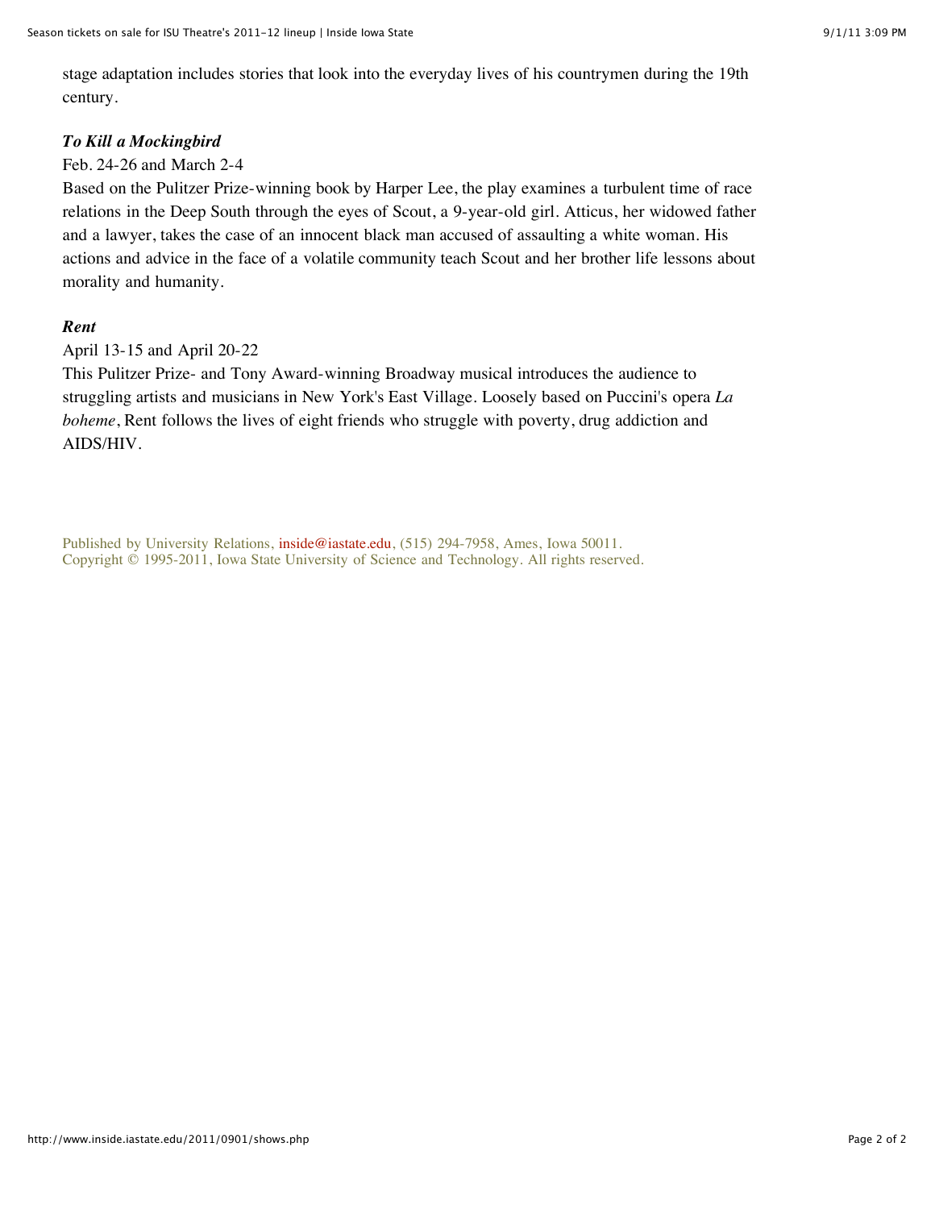stage adaptation includes stories that look into the everyday lives of his countrymen during the 19th century.

***To Kill a Mockingbird***

Feb. 24-26 and March 2-4

Based on the Pulitzer Prize-winning book by Harper Lee, the play examines a turbulent time of race relations in the Deep South through the eyes of Scout, a 9-year-old girl. Atticus, her widowed father and a lawyer, takes the case of an innocent black man accused of assaulting a white woman. His actions and advice in the face of a volatile community teach Scout and her brother life lessons about morality and humanity.

***Rent***

April 13-15 and April 20-22

This Pulitzer Prize- and Tony Award-winning Broadway musical introduces the audience to struggling artists and musicians in New York's East Village. Loosely based on Puccini's opera *La boheme*, Rent follows the lives of eight friends who struggle with poverty, drug addiction and AIDS/HIV.

Published by University Relations, inside@iastate.edu, (515) 294-7958, Ames, Iowa 50011.
Copyright © 1995-2011, Iowa State University of Science and Technology. All rights reserved.